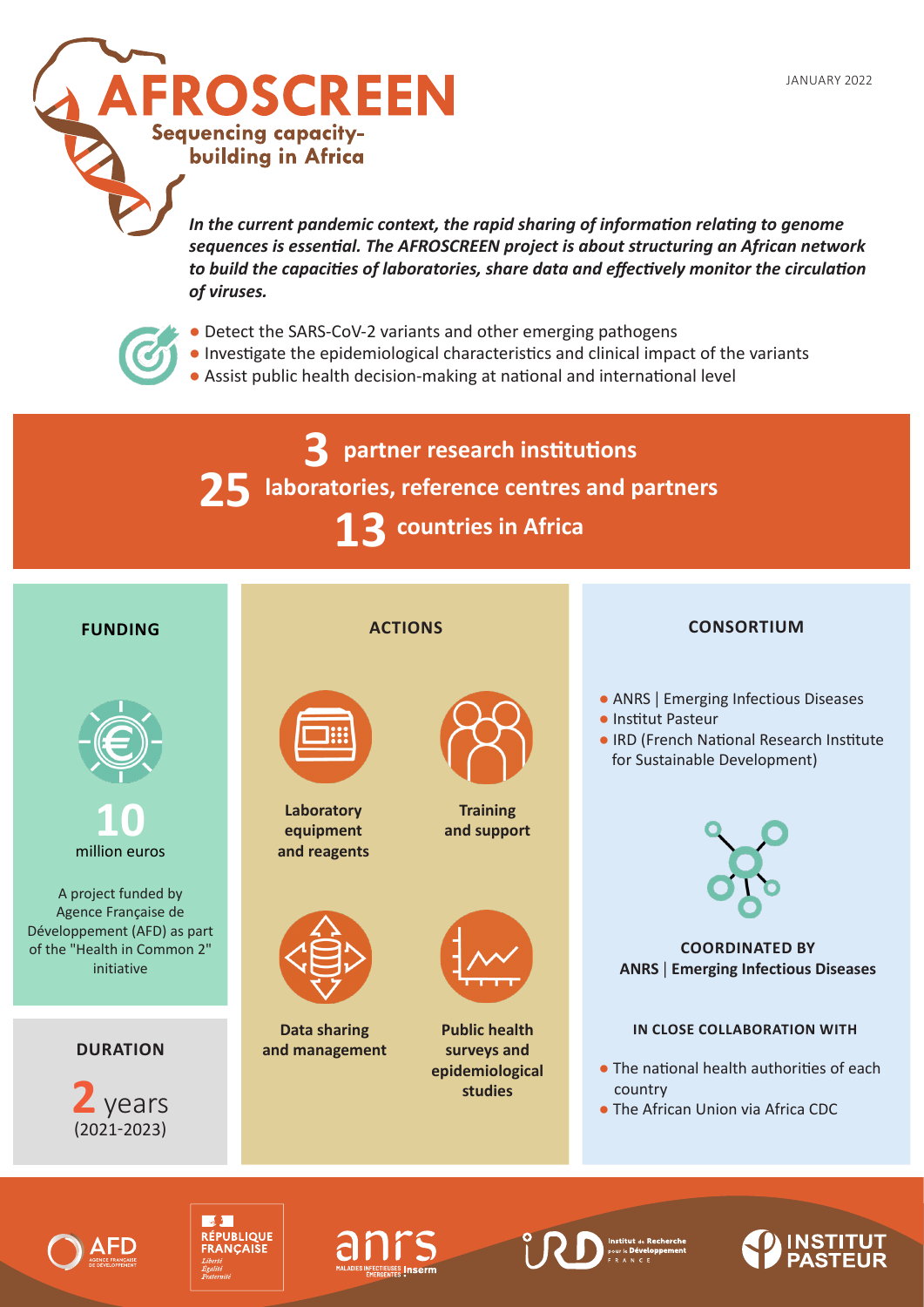JANUARY 2022

# AFROSCREEN

## Sequencing capacity-building in Africa

***In the current pandemic context, the rapid sharing of information relating to genome sequences is essential. The AFROSCREEN project is about structuring an African network to build the capacities of laboratories, share data and effectively monitor the circulation of viruses.***

- Detect the SARS-CoV-2 variants and other emerging pathogens
- Investigate the epidemiological characteristics and clinical impact of the variants
- Assist public health decision-making at national and international level

**3 partner research institutions**

**25 laboratories, reference centres and partners**

**13 countries in Africa**

### FUNDING

**10** million euros

A project funded by Agence Française de Développement (AFD) as part of the "Health in Common 2" initiative

### DURATION

**2** years (2021-2023)

### ACTIONS

- **Laboratory equipment and reagents**
- **Training and support**
- **Data sharing and management**
- **Public health surveys and epidemiological studies**

### CONSORTIUM

- ANRS | Emerging Infectious Diseases
- Institut Pasteur
- IRD (French National Research Institute for Sustainable Development)

**COORDINATED BY**
**ANRS | Emerging Infectious Diseases**

**IN CLOSE COLLABORATION WITH**

- The national health authorities of each country
- The African Union via Africa CDC

AFD Agence Française de Développement · République Française – Liberté Égalité Fraternité · anrs Maladies infectieuses émergentes Inserm · IRD Institut de Recherche pour le Développement France · Institut Pasteur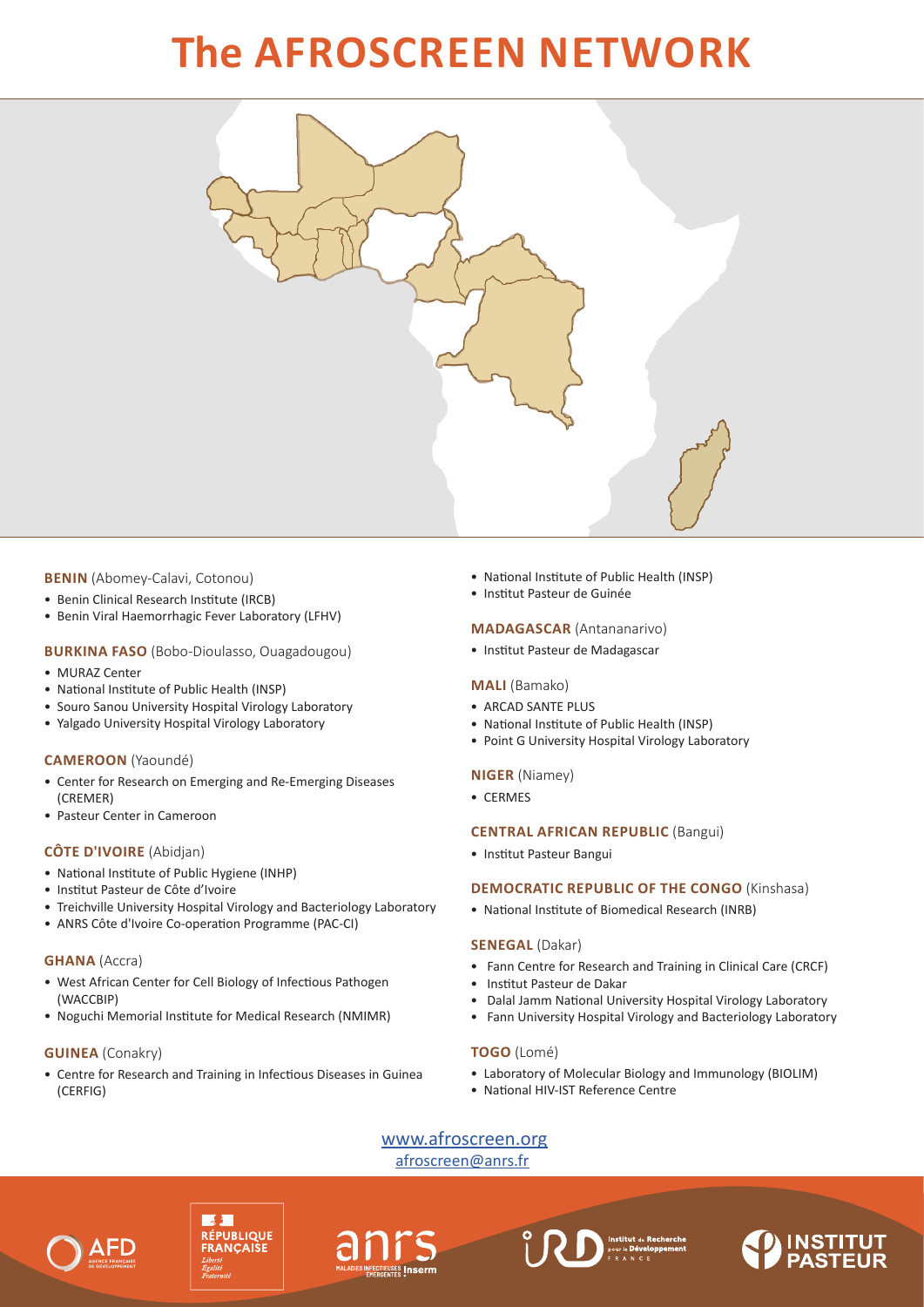# The AFROSCREEN NETWORK

**BENIN** (Abomey-Calavi, Cotonou)

- Benin Clinical Research Institute (IRCB)
- Benin Viral Haemorrhagic Fever Laboratory (LFHV)

**BURKINA FASO** (Bobo-Dioulasso, Ouagadougou)

- MURAZ Center
- National Institute of Public Health (INSP)
- Souro Sanou University Hospital Virology Laboratory
- Yalgado University Hospital Virology Laboratory

**CAMEROON** (Yaoundé)

- Center for Research on Emerging and Re-Emerging Diseases (CREMER)
- Pasteur Center in Cameroon

**CÔTE D'IVOIRE** (Abidjan)

- National Institute of Public Hygiene (INHP)
- Institut Pasteur de Côte d'Ivoire
- Treichville University Hospital Virology and Bacteriology Laboratory
- ANRS Côte d'Ivoire Co-operation Programme (PAC-CI)

**GHANA** (Accra)

- West African Center for Cell Biology of Infectious Pathogen (WACCBIP)
- Noguchi Memorial Institute for Medical Research (NMIMR)

**GUINEA** (Conakry)

- Centre for Research and Training in Infectious Diseases in Guinea (CERFIG)
- National Institute of Public Health (INSP)
- Institut Pasteur de Guinée

**MADAGASCAR** (Antananarivo)

- Institut Pasteur de Madagascar

**MALI** (Bamako)

- ARCAD SANTE PLUS
- National Institute of Public Health (INSP)
- Point G University Hospital Virology Laboratory

**NIGER** (Niamey)

- CERMES

**CENTRAL AFRICAN REPUBLIC** (Bangui)

- Institut Pasteur Bangui

**DEMOCRATIC REPUBLIC OF THE CONGO** (Kinshasa)

- National Institute of Biomedical Research (INRB)

**SENEGAL** (Dakar)

- Fann Centre for Research and Training in Clinical Care (CRCF)
- Institut Pasteur de Dakar
- Dalal Jamm National University Hospital Virology Laboratory
- Fann University Hospital Virology and Bacteriology Laboratory

**TOGO** (Lomé)

- Laboratory of Molecular Biology and Immunology (BIOLIM)
- National HIV-IST Reference Centre

www.afroscreen.org
afroscreen@anrs.fr

AFD Agence Française de Développement — République Française (Liberté, Égalité, Fraternité) — anrs Maladies infectieuses émergentes Inserm — IRD Institut de Recherche pour le Développement France — Institut Pasteur